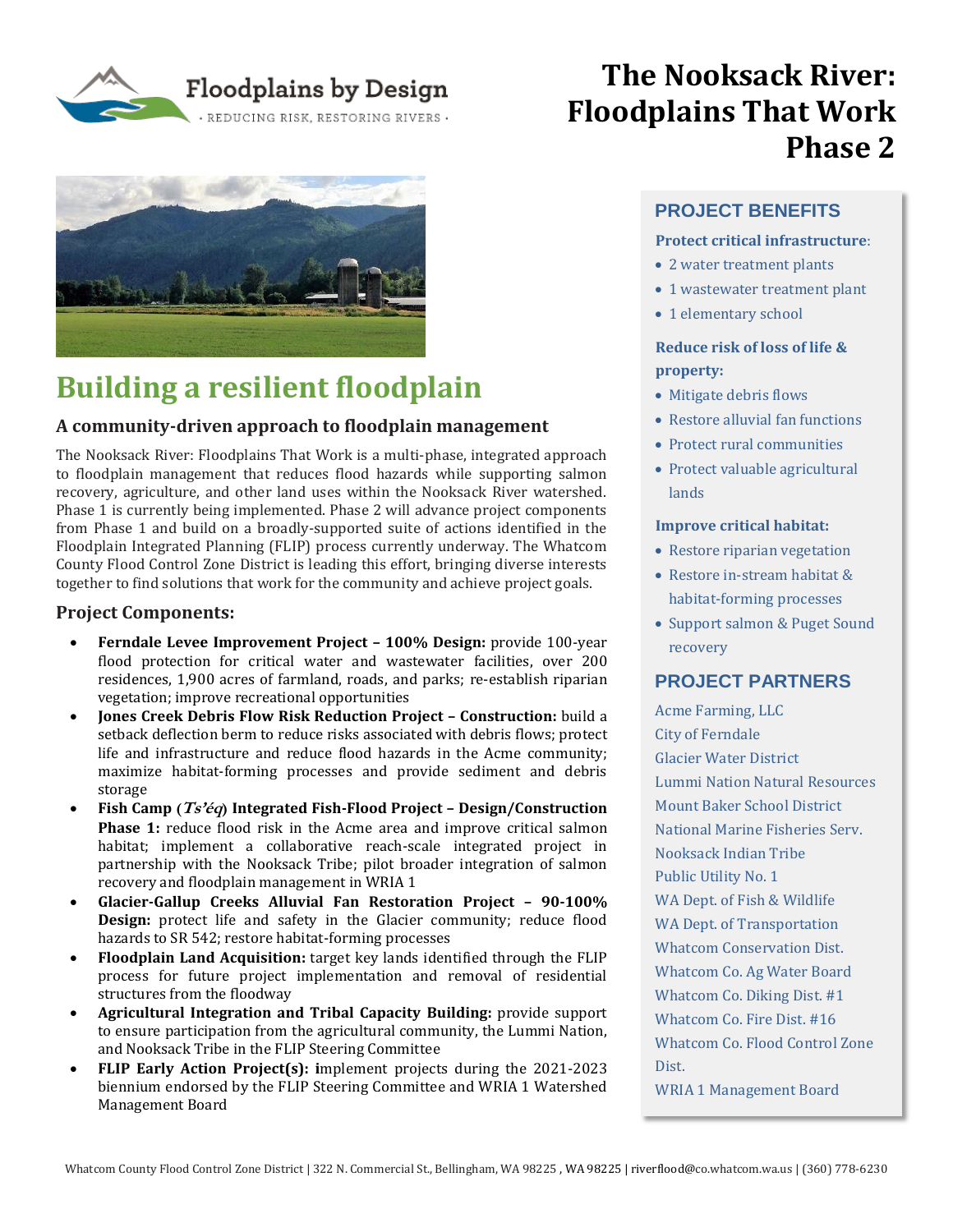Floodplains by Design
· REDUCING RISK, RESTORING RIVERS ·

# The Nooksack River: Floodplains That Work Phase 2

## Building a resilient floodplain

### A community-driven approach to floodplain management

The Nooksack River: Floodplains That Work is a multi-phase, integrated approach to floodplain management that reduces flood hazards while supporting salmon recovery, agriculture, and other land uses within the Nooksack River watershed. Phase 1 is currently being implemented. Phase 2 will advance project components from Phase 1 and build on a broadly-supported suite of actions identified in the Floodplain Integrated Planning (FLIP) process currently underway. The Whatcom County Flood Control Zone District is leading this effort, bringing diverse interests together to find solutions that work for the community and achieve project goals.

### Project Components:

- **Ferndale Levee Improvement Project – 100% Design:** provide 100-year flood protection for critical water and wastewater facilities, over 200 residences, 1,900 acres of farmland, roads, and parks; re-establish riparian vegetation; improve recreational opportunities
- **Jones Creek Debris Flow Risk Reduction Project – Construction:** build a setback deflection berm to reduce risks associated with debris flows; protect life and infrastructure and reduce flood hazards in the Acme community; maximize habitat-forming processes and provide sediment and debris storage
- **Fish Camp (*Ts'éq*) Integrated Fish-Flood Project – Design/Construction Phase 1:** reduce flood risk in the Acme area and improve critical salmon habitat; implement a collaborative reach-scale integrated project in partnership with the Nooksack Tribe; pilot broader integration of salmon recovery and floodplain management in WRIA 1
- **Glacier-Gallup Creeks Alluvial Fan Restoration Project – 90-100% Design:** protect life and safety in the Glacier community; reduce flood hazards to SR 542; restore habitat-forming processes
- **Floodplain Land Acquisition:** target key lands identified through the FLIP process for future project implementation and removal of residential structures from the floodway
- **Agricultural Integration and Tribal Capacity Building:** provide support to ensure participation from the agricultural community, the Lummi Nation, and Nooksack Tribe in the FLIP Steering Committee
- **FLIP Early Action Project(s):** implement projects during the 2021-2023 biennium endorsed by the FLIP Steering Committee and WRIA 1 Watershed Management Board

## PROJECT BENEFITS

**Protect critical infrastructure:**

- 2 water treatment plants
- 1 wastewater treatment plant
- 1 elementary school

**Reduce risk of loss of life & property:**

- Mitigate debris flows
- Restore alluvial fan functions
- Protect rural communities
- Protect valuable agricultural lands

**Improve critical habitat:**

- Restore riparian vegetation
- Restore in-stream habitat & habitat-forming processes
- Support salmon & Puget Sound recovery

## PROJECT PARTNERS

Acme Farming, LLC
City of Ferndale
Glacier Water District
Lummi Nation Natural Resources
Mount Baker School District
National Marine Fisheries Serv.
Nooksack Indian Tribe
Public Utility No. 1
WA Dept. of Fish & Wildlife
WA Dept. of Transportation
Whatcom Conservation Dist.
Whatcom Co. Ag Water Board
Whatcom Co. Diking Dist. #1
Whatcom Co. Fire Dist. #16
Whatcom Co. Flood Control Zone Dist.
WRIA 1 Management Board

Whatcom County Flood Control Zone District | 322 N. Commercial St., Bellingham, WA 98225 , WA 98225 | riverflood@co.whatcom.wa.us | (360) 778-6230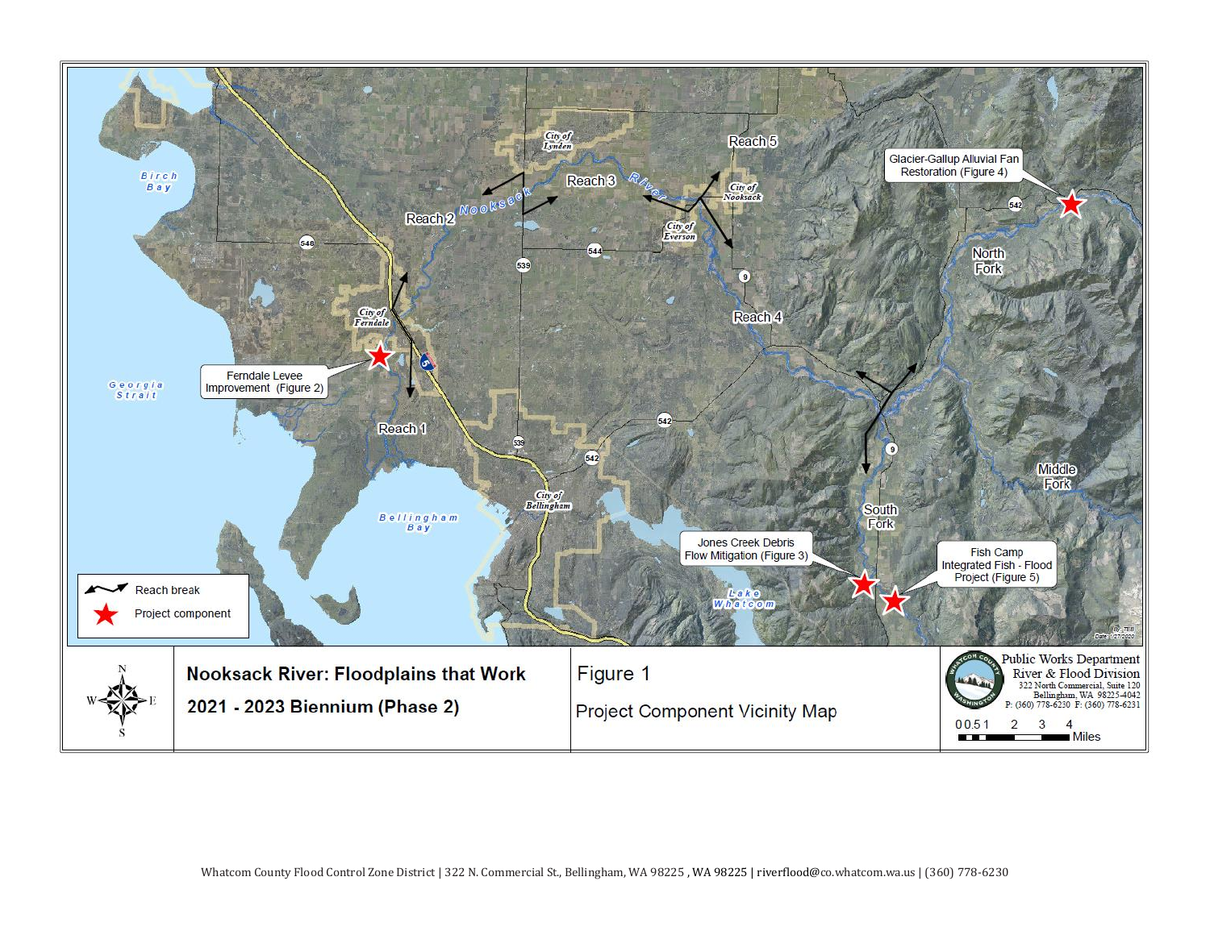Reach 5

Glacier-Gallup Alluvial Fan Restoration (Figure 4)

City of Lynden

Reach 3

Reach 2

Nooksack River

City of Nooksack

City of Everson

Birch Bay

546

539

544

542

9

North Fork

Reach 4

City of Ferndale

5

Ferndale Levee Improvement (Figure 2)

Georgia Strait

Reach 1

542

539

542

9

Middle Fork

City of Bellingham

South Fork

Bellingham Bay

Jones Creek Debris Flow Mitigation (Figure 3)

Fish Camp Integrated Fish - Flood Project (Figure 5)

Lake Whatcom

Reach break

Project component

By: TEB
Date: 1/27/2020

N
W E
S

**Nooksack River: Floodplains that Work**

**2021 - 2023 Biennium (Phase 2)**

Figure 1

Project Component Vicinity Map

Public Works Department
River & Flood Division
322 North Commercial, Suite 120
Bellingham, WA 98225-4042
P: (360) 778-6230 F: (360) 778-6231

0 0.5 1 2 3 4
Miles

Whatcom County Flood Control Zone District | 322 N. Commercial St., Bellingham, WA 98225 , WA 98225 | riverflood@co.whatcom.wa.us | (360) 778-6230